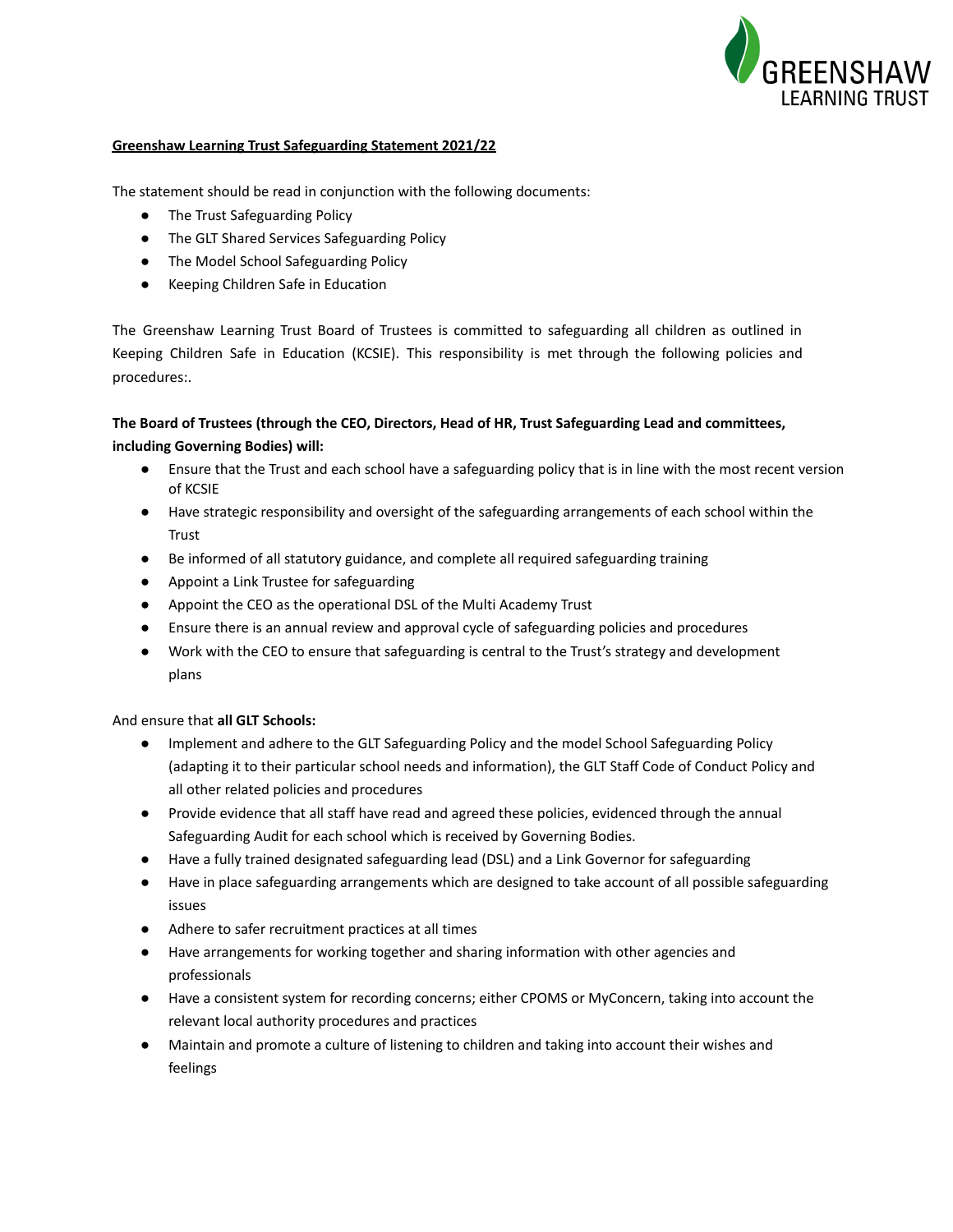**Greenshaw Learning Trust Safeguarding Statement 2021/22**

The statement should be read in conjunction with the following documents:

- The Trust Safeguarding Policy
- The GLT Shared Services Safeguarding Policy
- The Model School Safeguarding Policy
- Keeping Children Safe in Education

The Greenshaw Learning Trust Board of Trustees is committed to safeguarding all children as outlined in Keeping Children Safe in Education (KCSIE). This responsibility is met through the following policies and procedures:.

**The Board of Trustees (through the CEO, Directors, Head of HR, Trust Safeguarding Lead and committees, including Governing Bodies) will:**

- Ensure that the Trust and each school have a safeguarding policy that is in line with the most recent version of KCSIE
- Have strategic responsibility and oversight of the safeguarding arrangements of each school within the Trust
- Be informed of all statutory guidance, and complete all required safeguarding training
- Appoint a Link Trustee for safeguarding
- Appoint the CEO as the operational DSL of the Multi Academy Trust
- Ensure there is an annual review and approval cycle of safeguarding policies and procedures
- Work with the CEO to ensure that safeguarding is central to the Trust's strategy and development plans

And ensure that **all GLT Schools:**

- Implement and adhere to the GLT Safeguarding Policy and the model School Safeguarding Policy (adapting it to their particular school needs and information), the GLT Staff Code of Conduct Policy and all other related policies and procedures
- Provide evidence that all staff have read and agreed these policies, evidenced through the annual Safeguarding Audit for each school which is received by Governing Bodies.
- Have a fully trained designated safeguarding lead (DSL) and a Link Governor for safeguarding
- Have in place safeguarding arrangements which are designed to take account of all possible safeguarding issues
- Adhere to safer recruitment practices at all times
- Have arrangements for working together and sharing information with other agencies and professionals
- Have a consistent system for recording concerns; either CPOMS or MyConcern, taking into account the relevant local authority procedures and practices
- Maintain and promote a culture of listening to children and taking into account their wishes and feelings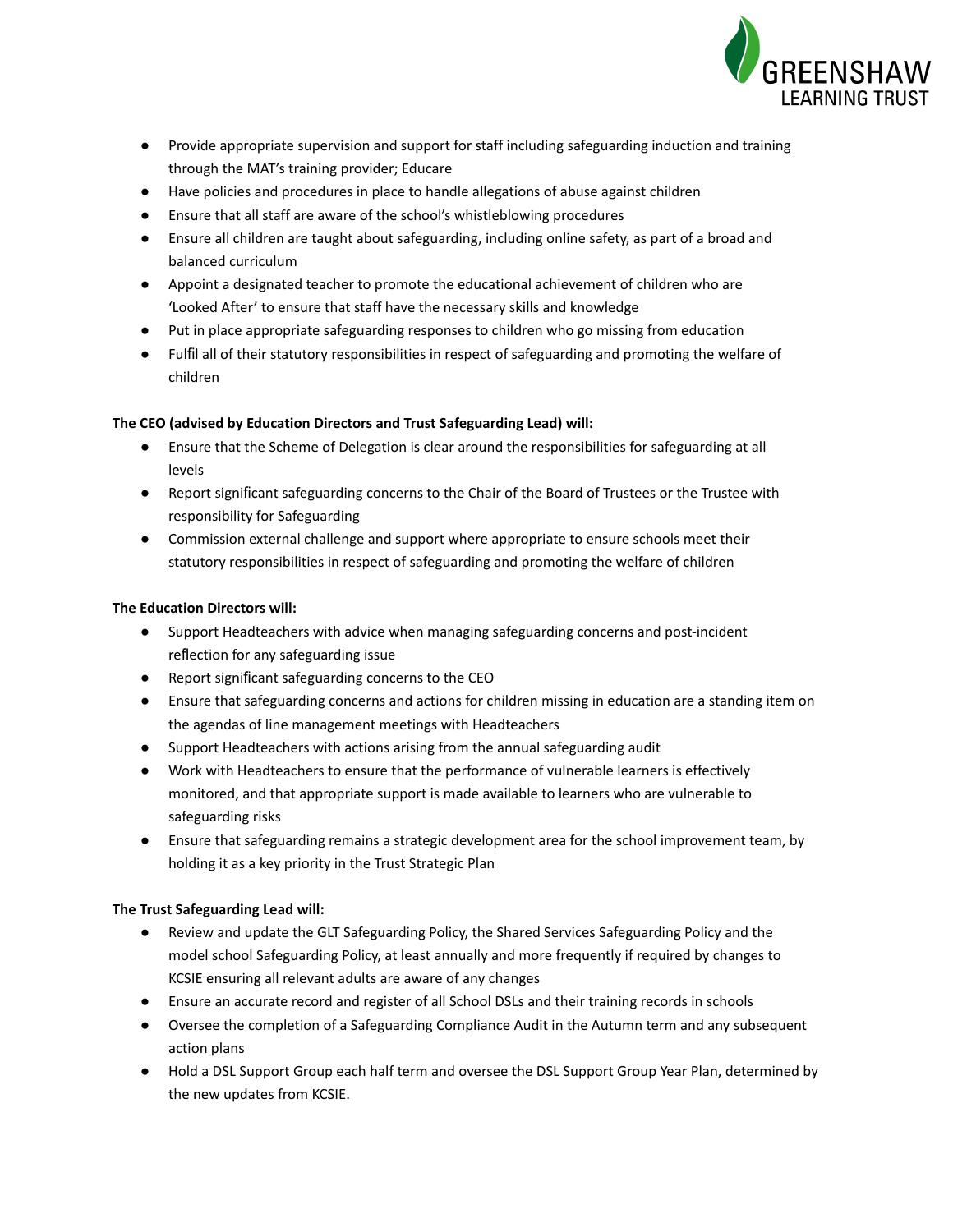- Provide appropriate supervision and support for staff including safeguarding induction and training through the MAT's training provider; Educare
- Have policies and procedures in place to handle allegations of abuse against children
- Ensure that all staff are aware of the school's whistleblowing procedures
- Ensure all children are taught about safeguarding, including online safety, as part of a broad and balanced curriculum
- Appoint a designated teacher to promote the educational achievement of children who are 'Looked After' to ensure that staff have the necessary skills and knowledge
- Put in place appropriate safeguarding responses to children who go missing from education
- Fulfil all of their statutory responsibilities in respect of safeguarding and promoting the welfare of children

**The CEO (advised by Education Directors and Trust Safeguarding Lead) will:**

- Ensure that the Scheme of Delegation is clear around the responsibilities for safeguarding at all levels
- Report significant safeguarding concerns to the Chair of the Board of Trustees or the Trustee with responsibility for Safeguarding
- Commission external challenge and support where appropriate to ensure schools meet their statutory responsibilities in respect of safeguarding and promoting the welfare of children

**The Education Directors will:**

- Support Headteachers with advice when managing safeguarding concerns and post-incident reflection for any safeguarding issue
- Report significant safeguarding concerns to the CEO
- Ensure that safeguarding concerns and actions for children missing in education are a standing item on the agendas of line management meetings with Headteachers
- Support Headteachers with actions arising from the annual safeguarding audit
- Work with Headteachers to ensure that the performance of vulnerable learners is effectively monitored, and that appropriate support is made available to learners who are vulnerable to safeguarding risks
- Ensure that safeguarding remains a strategic development area for the school improvement team, by holding it as a key priority in the Trust Strategic Plan

**The Trust Safeguarding Lead will:**

- Review and update the GLT Safeguarding Policy, the Shared Services Safeguarding Policy and the model school Safeguarding Policy, at least annually and more frequently if required by changes to KCSIE ensuring all relevant adults are aware of any changes
- Ensure an accurate record and register of all School DSLs and their training records in schools
- Oversee the completion of a Safeguarding Compliance Audit in the Autumn term and any subsequent action plans
- Hold a DSL Support Group each half term and oversee the DSL Support Group Year Plan, determined by the new updates from KCSIE.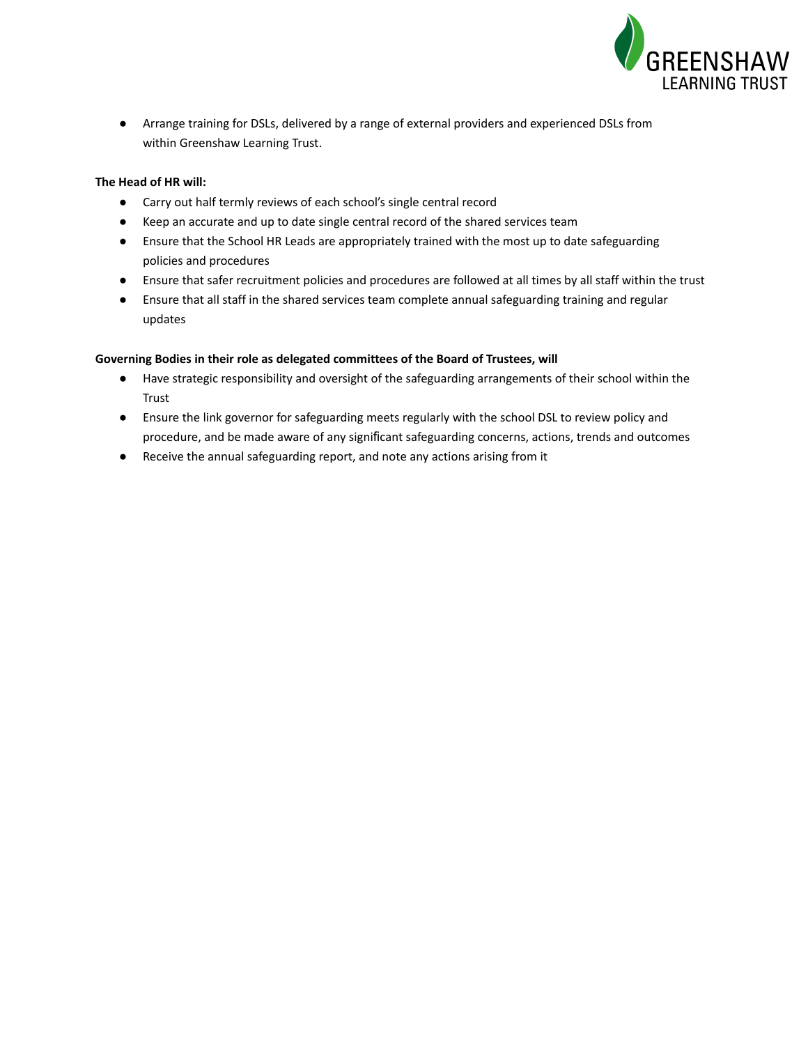- Arrange training for DSLs, delivered by a range of external providers and experienced DSLs from within Greenshaw Learning Trust.

**The Head of HR will:**

- Carry out half termly reviews of each school's single central record
- Keep an accurate and up to date single central record of the shared services team
- Ensure that the School HR Leads are appropriately trained with the most up to date safeguarding policies and procedures
- Ensure that safer recruitment policies and procedures are followed at all times by all staff within the trust
- Ensure that all staff in the shared services team complete annual safeguarding training and regular updates

**Governing Bodies in their role as delegated committees of the Board of Trustees, will**

- Have strategic responsibility and oversight of the safeguarding arrangements of their school within the Trust
- Ensure the link governor for safeguarding meets regularly with the school DSL to review policy and procedure, and be made aware of any significant safeguarding concerns, actions, trends and outcomes
- Receive the annual safeguarding report, and note any actions arising from it